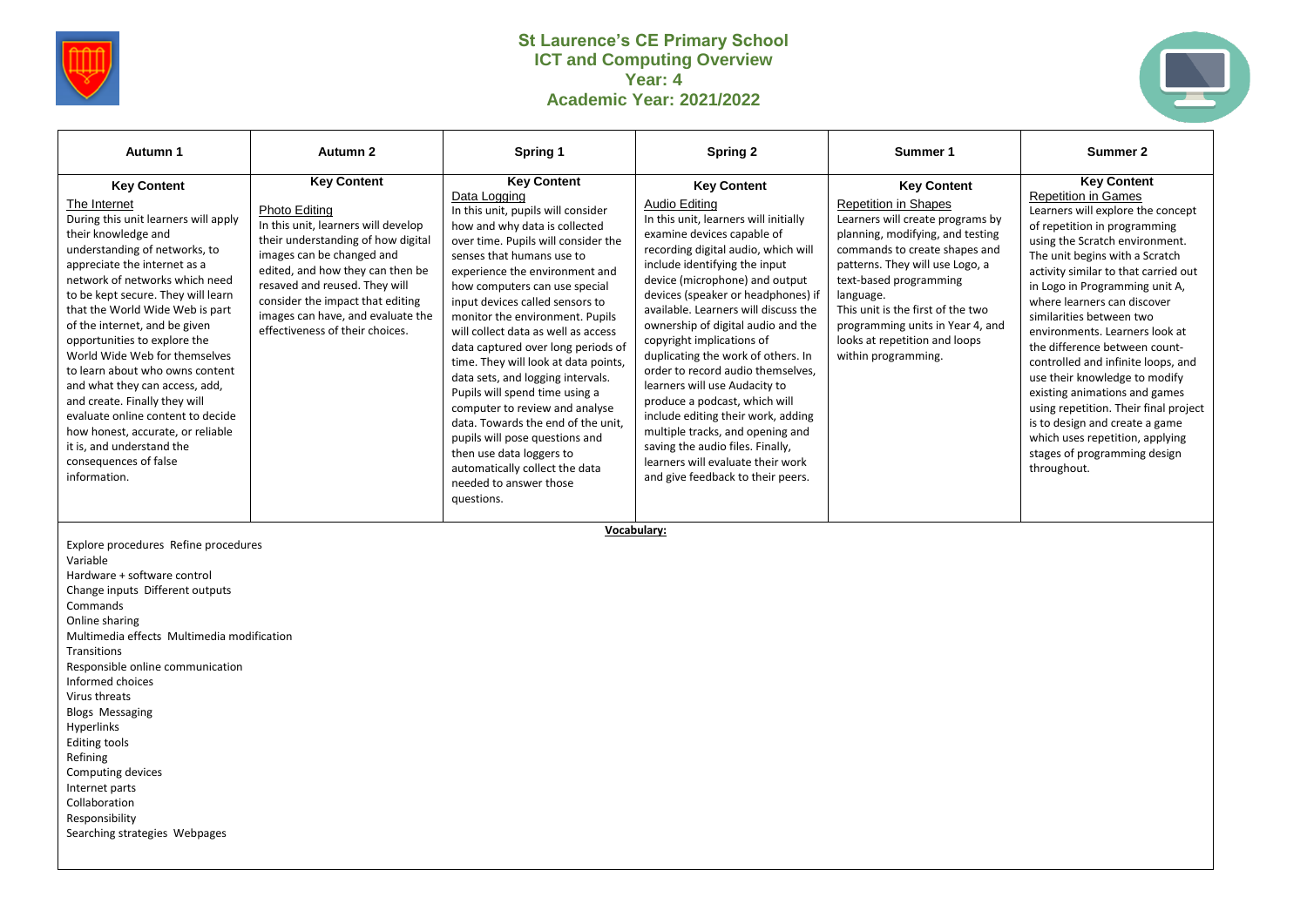# St Laurence's CE Primary School
## ICT and Computing Overview
### Year: 4
### Academic Year: 2021/2022

| Autumn 1 | Autumn 2 | Spring 1 | Spring 2 | Summer 1 | Summer 2 |
|---|---|---|---|---|---|
| **Key Content**<br>The Internet<br>During this unit learners will apply their knowledge and understanding of networks, to appreciate the internet as a network of networks which need to be kept secure. They will learn that the World Wide Web is part of the internet, and be given opportunities to explore the World Wide Web for themselves to learn about who owns content and what they can access, add, and create. Finally they will evaluate online content to decide how honest, accurate, or reliable it is, and understand the consequences of false information. | **Key Content**<br>Photo Editing<br>In this unit, learners will develop their understanding of how digital images can be changed and edited, and how they can then be resaved and reused. They will consider the impact that editing images can have, and evaluate the effectiveness of their choices. | **Key Content**<br>Data Logging<br>In this unit, pupils will consider how and why data is collected over time. Pupils will consider the senses that humans use to experience the environment and how computers can use special input devices called sensors to monitor the environment. Pupils will collect data as well as access data captured over long periods of time. They will look at data points, data sets, and logging intervals. Pupils will spend time using a computer to review and analyse data. Towards the end of the unit, pupils will pose questions and then use data loggers to automatically collect the data needed to answer those questions. | **Key Content**<br>Audio Editing<br>In this unit, learners will initially examine devices capable of recording digital audio, which will include identifying the input device (microphone) and output devices (speaker or headphones) if available. Learners will discuss the ownership of digital audio and the copyright implications of duplicating the work of others. In order to record audio themselves, learners will use Audacity to produce a podcast, which will include editing their work, adding multiple tracks, and opening and saving the audio files. Finally, learners will evaluate their work and give feedback to their peers. | **Key Content**<br>Repetition in Shapes<br>Learners will create programs by planning, modifying, and testing commands to create shapes and patterns. They will use Logo, a text-based programming language.<br>This unit is the first of the two programming units in Year 4, and looks at repetition and loops within programming. | **Key Content**<br>Repetition in Games<br>Learners will explore the concept of repetition in programming using the Scratch environment. The unit begins with a Scratch activity similar to that carried out in Logo in Programming unit A, where learners can discover similarities between two environments. Learners look at the difference between count-controlled and infinite loops, and use their knowledge to modify existing animations and games using repetition. Their final project is to design and create a game which uses repetition, applying stages of programming design throughout. |

**Vocabulary:**

Explore procedures Refine procedures
Variable
Hardware + software control
Change inputs Different outputs
Commands
Online sharing
Multimedia effects Multimedia modification
Transitions
Responsible online communication
Informed choices
Virus threats
Blogs Messaging
Hyperlinks
Editing tools
Refining
Computing devices
Internet parts
Collaboration
Responsibility
Searching strategies Webpages